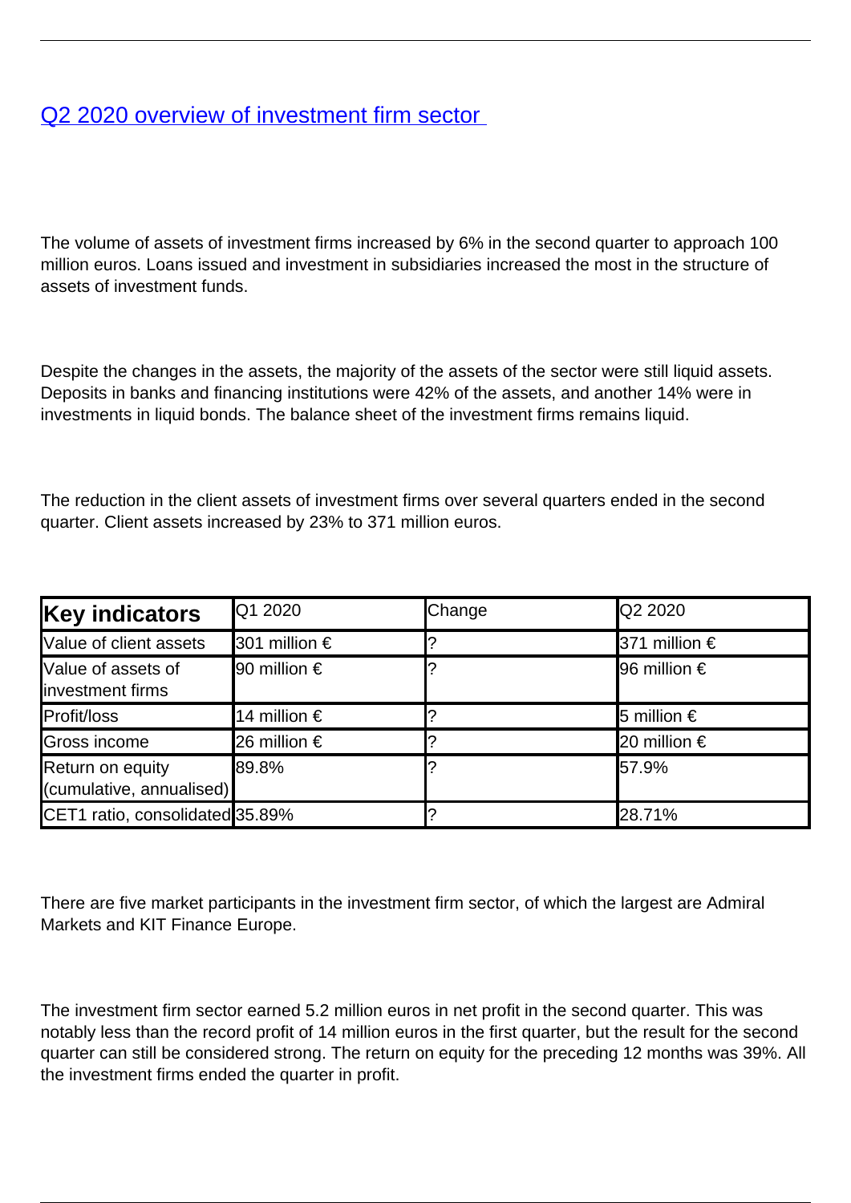# [Q2 2020 overview of investment firm sector](#)

The volume of assets of investment firms increased by 6% in the second quarter to approach 100 million euros. Loans issued and investment in subsidiaries increased the most in the structure of assets of investment funds.

Despite the changes in the assets, the majority of the assets of the sector were still liquid assets. Deposits in banks and financing institutions were 42% of the assets, and another 14% were in investments in liquid bonds. The balance sheet of the investment firms remains liquid.

The reduction in the client assets of investment firms over several quarters ended in the second quarter. Client assets increased by 23% to 371 million euros.

| **Key indicators** | Q1 2020 | Change | Q2 2020 |
|---|---|---|---|
| Value of client assets | 301 million € | ? | 371 million € |
| Value of assets of investment firms | 90 million € | ? | 96 million € |
| Profit/loss | 14 million € | ? | 5 million € |
| Gross income | 26 million € | ? | 20 million € |
| Return on equity (cumulative, annualised) | 89.8% | ? | 57.9% |
| CET1 ratio, consolidated | 35.89% | ? | 28.71% |

There are five market participants in the investment firm sector, of which the largest are Admiral Markets and KIT Finance Europe.

The investment firm sector earned 5.2 million euros in net profit in the second quarter. This was notably less than the record profit of 14 million euros in the first quarter, but the result for the second quarter can still be considered strong. The return on equity for the preceding 12 months was 39%. All the investment firms ended the quarter in profit.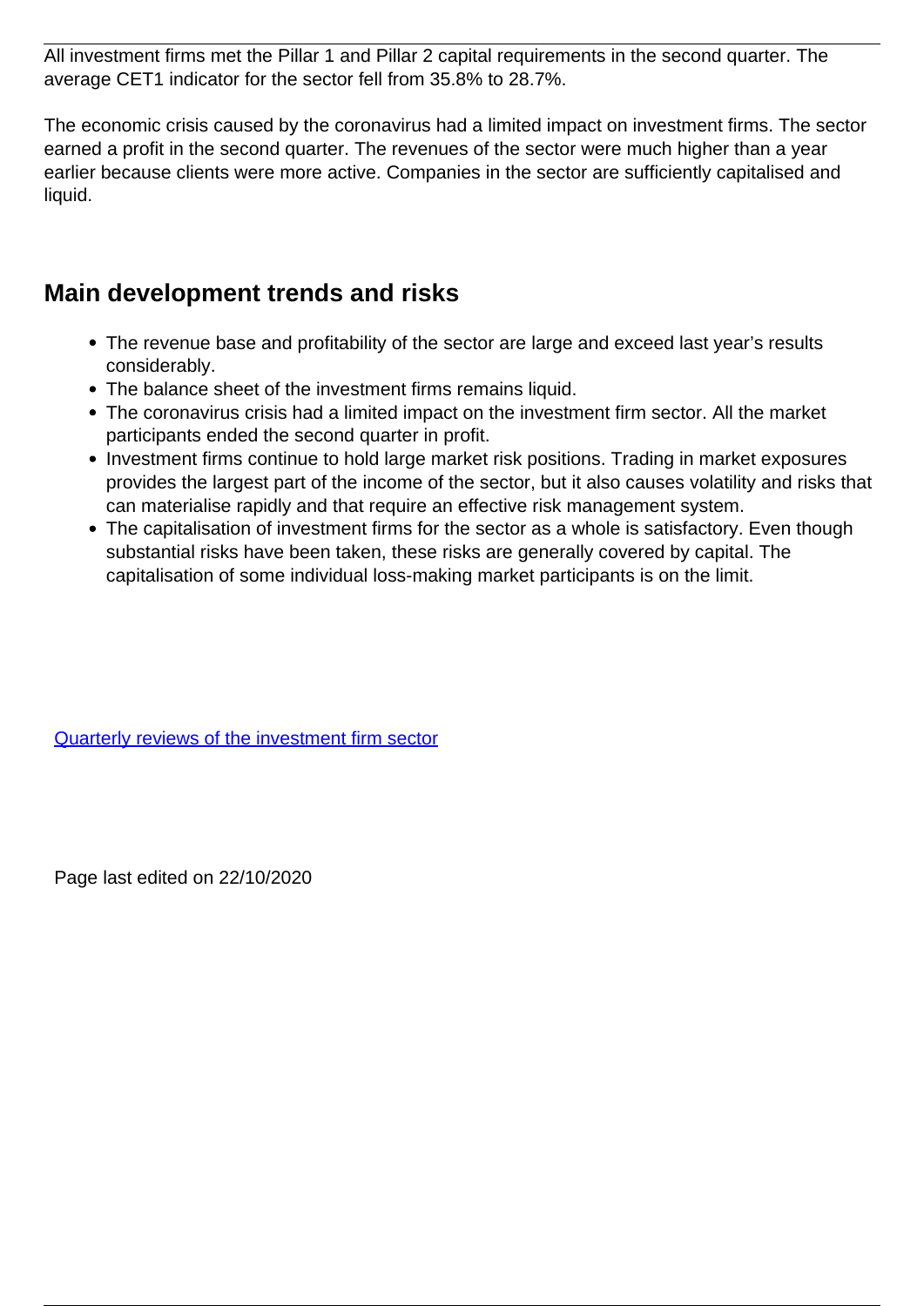All investment firms met the Pillar 1 and Pillar 2 capital requirements in the second quarter. The average CET1 indicator for the sector fell from 35.8% to 28.7%.

The economic crisis caused by the coronavirus had a limited impact on investment firms. The sector earned a profit in the second quarter. The revenues of the sector were much higher than a year earlier because clients were more active. Companies in the sector are sufficiently capitalised and liquid.

## Main development trends and risks

- The revenue base and profitability of the sector are large and exceed last year's results considerably.
- The balance sheet of the investment firms remains liquid.
- The coronavirus crisis had a limited impact on the investment firm sector. All the market participants ended the second quarter in profit.
- Investment firms continue to hold large market risk positions. Trading in market exposures provides the largest part of the income of the sector, but it also causes volatility and risks that can materialise rapidly and that require an effective risk management system.
- The capitalisation of investment firms for the sector as a whole is satisfactory. Even though substantial risks have been taken, these risks are generally covered by capital. The capitalisation of some individual loss-making market participants is on the limit.

Quarterly reviews of the investment firm sector

Page last edited on 22/10/2020